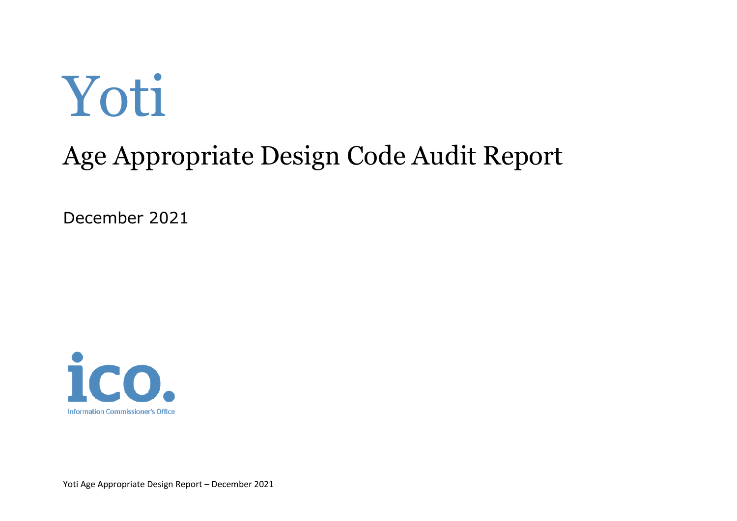# Yoti

## Age Appropriate Design Code Audit Report

December 2021

ico.

Information Commissioner's Office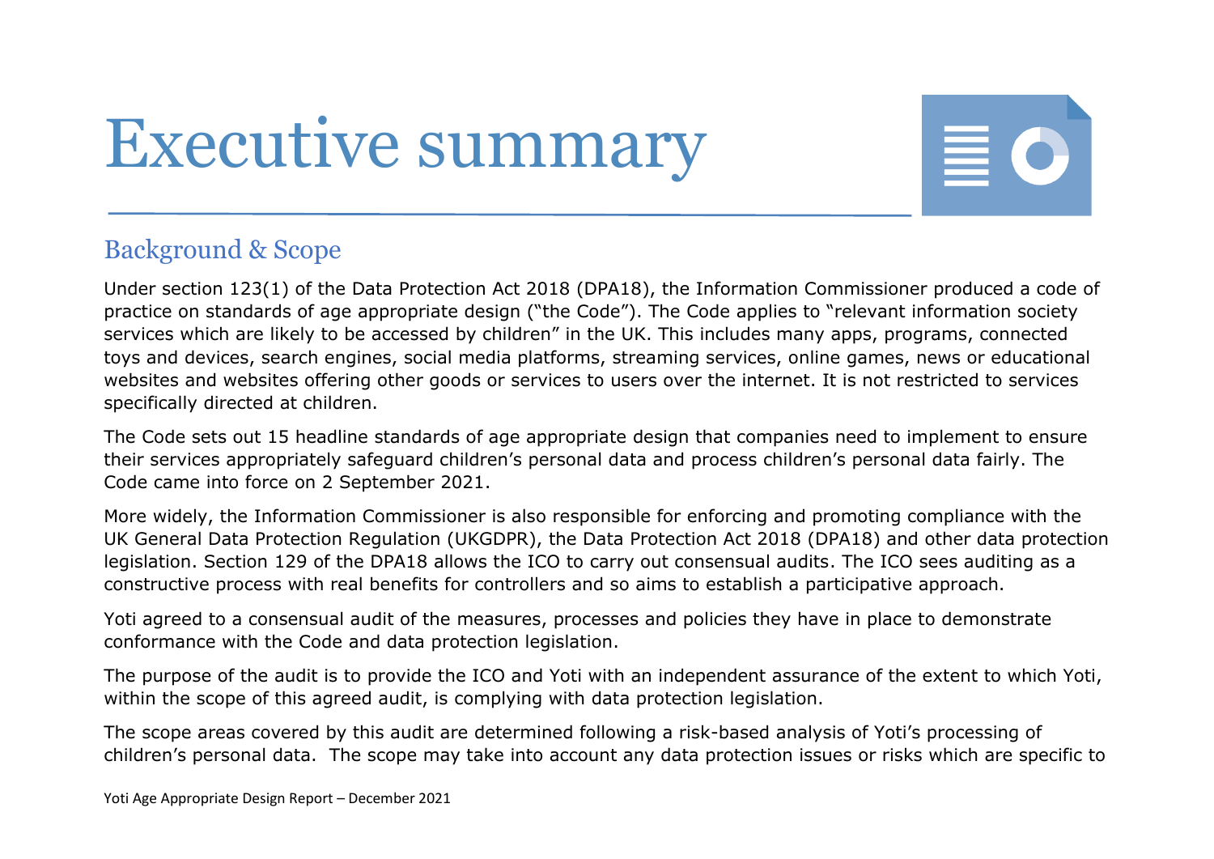# Executive summary

## Background & Scope

Under section 123(1) of the Data Protection Act 2018 (DPA18), the Information Commissioner produced a code of practice on standards of age appropriate design ("the Code"). The Code applies to "relevant information society services which are likely to be accessed by children" in the UK. This includes many apps, programs, connected toys and devices, search engines, social media platforms, streaming services, online games, news or educational websites and websites offering other goods or services to users over the internet. It is not restricted to services specifically directed at children.

The Code sets out 15 headline standards of age appropriate design that companies need to implement to ensure their services appropriately safeguard children's personal data and process children's personal data fairly. The Code came into force on 2 September 2021.

More widely, the Information Commissioner is also responsible for enforcing and promoting compliance with the UK General Data Protection Regulation (UKGDPR), the Data Protection Act 2018 (DPA18) and other data protection legislation. Section 129 of the DPA18 allows the ICO to carry out consensual audits. The ICO sees auditing as a constructive process with real benefits for controllers and so aims to establish a participative approach.

Yoti agreed to a consensual audit of the measures, processes and policies they have in place to demonstrate conformance with the Code and data protection legislation.

The purpose of the audit is to provide the ICO and Yoti with an independent assurance of the extent to which Yoti, within the scope of this agreed audit, is complying with data protection legislation.

The scope areas covered by this audit are determined following a risk-based analysis of Yoti's processing of children's personal data. The scope may take into account any data protection issues or risks which are specific to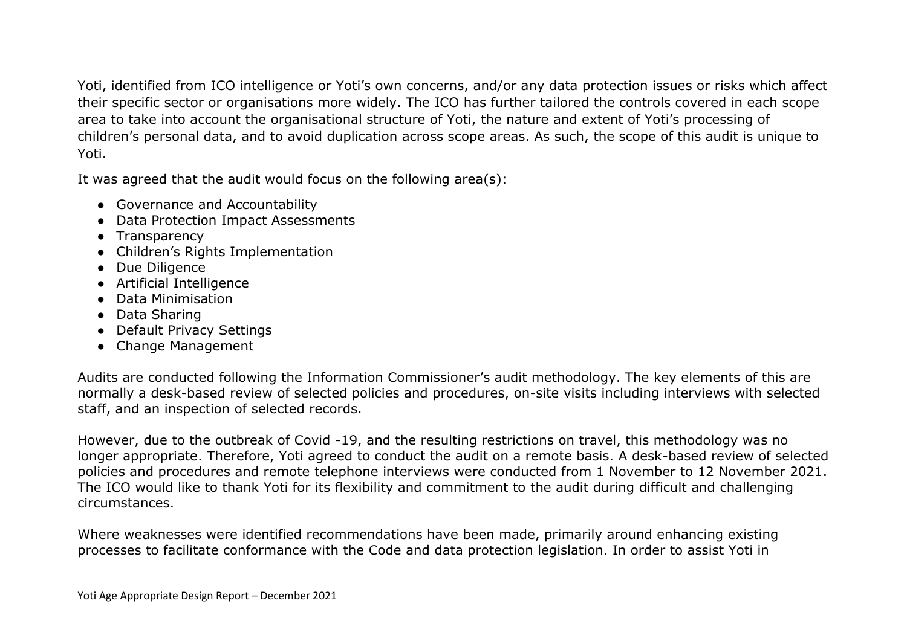Yoti, identified from ICO intelligence or Yoti's own concerns, and/or any data protection issues or risks which affect their specific sector or organisations more widely. The ICO has further tailored the controls covered in each scope area to take into account the organisational structure of Yoti, the nature and extent of Yoti's processing of children's personal data, and to avoid duplication across scope areas. As such, the scope of this audit is unique to Yoti.

It was agreed that the audit would focus on the following area(s):

- Governance and Accountability
- Data Protection Impact Assessments
- Transparency
- Children's Rights Implementation
- Due Diligence
- Artificial Intelligence
- Data Minimisation
- Data Sharing
- Default Privacy Settings
- Change Management

Audits are conducted following the Information Commissioner's audit methodology. The key elements of this are normally a desk-based review of selected policies and procedures, on-site visits including interviews with selected staff, and an inspection of selected records.

However, due to the outbreak of Covid -19, and the resulting restrictions on travel, this methodology was no longer appropriate. Therefore, Yoti agreed to conduct the audit on a remote basis. A desk-based review of selected policies and procedures and remote telephone interviews were conducted from 1 November to 12 November 2021. The ICO would like to thank Yoti for its flexibility and commitment to the audit during difficult and challenging circumstances.

Where weaknesses were identified recommendations have been made, primarily around enhancing existing processes to facilitate conformance with the Code and data protection legislation. In order to assist Yoti in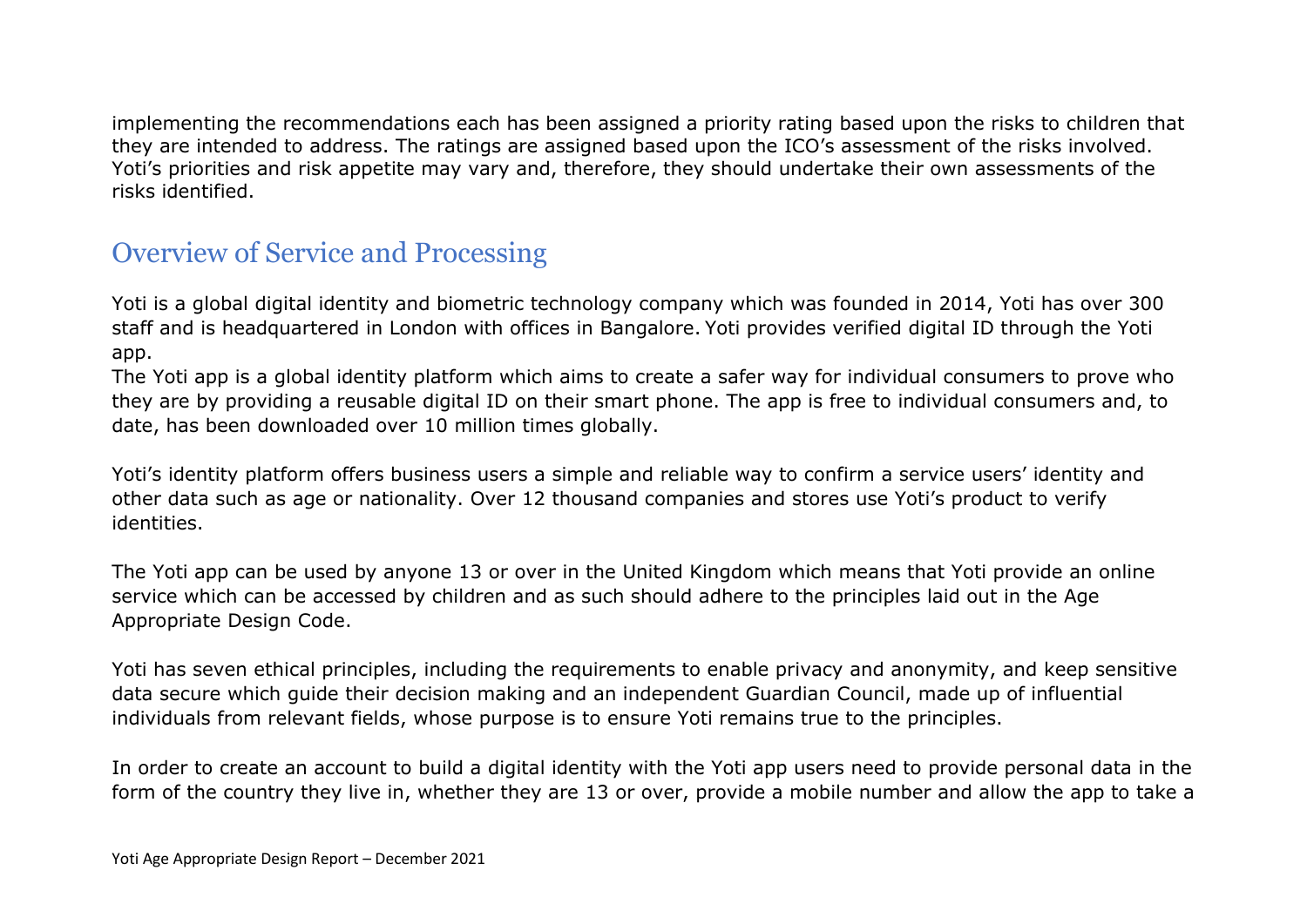implementing the recommendations each has been assigned a priority rating based upon the risks to children that they are intended to address. The ratings are assigned based upon the ICO's assessment of the risks involved. Yoti's priorities and risk appetite may vary and, therefore, they should undertake their own assessments of the risks identified.

## Overview of Service and Processing

Yoti is a global digital identity and biometric technology company which was founded in 2014, Yoti has over 300 staff and is headquartered in London with offices in Bangalore. Yoti provides verified digital ID through the Yoti app.
The Yoti app is a global identity platform which aims to create a safer way for individual consumers to prove who they are by providing a reusable digital ID on their smart phone. The app is free to individual consumers and, to date, has been downloaded over 10 million times globally.

Yoti's identity platform offers business users a simple and reliable way to confirm a service users' identity and other data such as age or nationality. Over 12 thousand companies and stores use Yoti's product to verify identities.

The Yoti app can be used by anyone 13 or over in the United Kingdom which means that Yoti provide an online service which can be accessed by children and as such should adhere to the principles laid out in the Age Appropriate Design Code.

Yoti has seven ethical principles, including the requirements to enable privacy and anonymity, and keep sensitive data secure which guide their decision making and an independent Guardian Council, made up of influential individuals from relevant fields, whose purpose is to ensure Yoti remains true to the principles.

In order to create an account to build a digital identity with the Yoti app users need to provide personal data in the form of the country they live in, whether they are 13 or over, provide a mobile number and allow the app to take a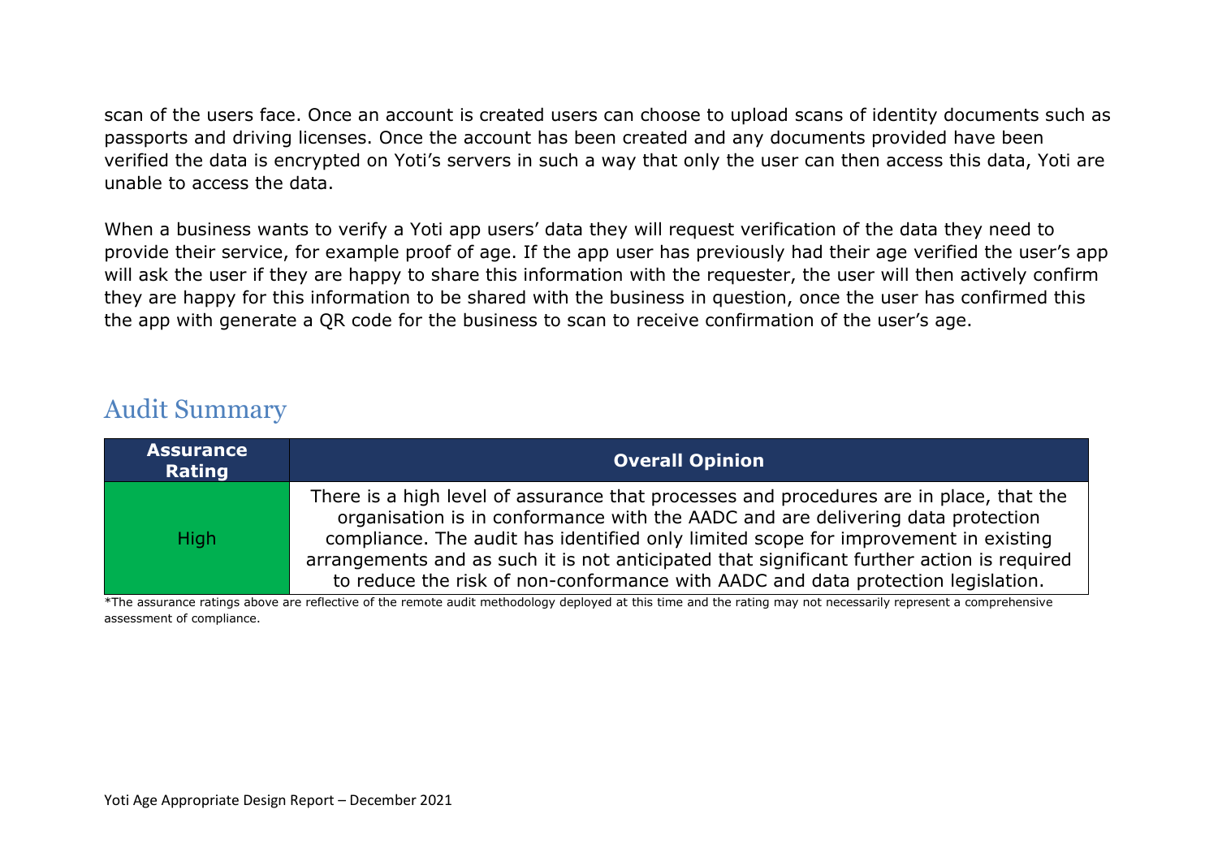scan of the users face. Once an account is created users can choose to upload scans of identity documents such as passports and driving licenses. Once the account has been created and any documents provided have been verified the data is encrypted on Yoti's servers in such a way that only the user can then access this data, Yoti are unable to access the data.

When a business wants to verify a Yoti app users' data they will request verification of the data they need to provide their service, for example proof of age. If the app user has previously had their age verified the user's app will ask the user if they are happy to share this information with the requester, the user will then actively confirm they are happy for this information to be shared with the business in question, once the user has confirmed this the app with generate a QR code for the business to scan to receive confirmation of the user's age.

## Audit Summary

| Assurance Rating | Overall Opinion |
| --- | --- |
| High | There is a high level of assurance that processes and procedures are in place, that the organisation is in conformance with the AADC and are delivering data protection compliance. The audit has identified only limited scope for improvement in existing arrangements and as such it is not anticipated that significant further action is required to reduce the risk of non-conformance with AADC and data protection legislation. |

*The assurance ratings above are reflective of the remote audit methodology deployed at this time and the rating may not necessarily represent a comprehensive assessment of compliance.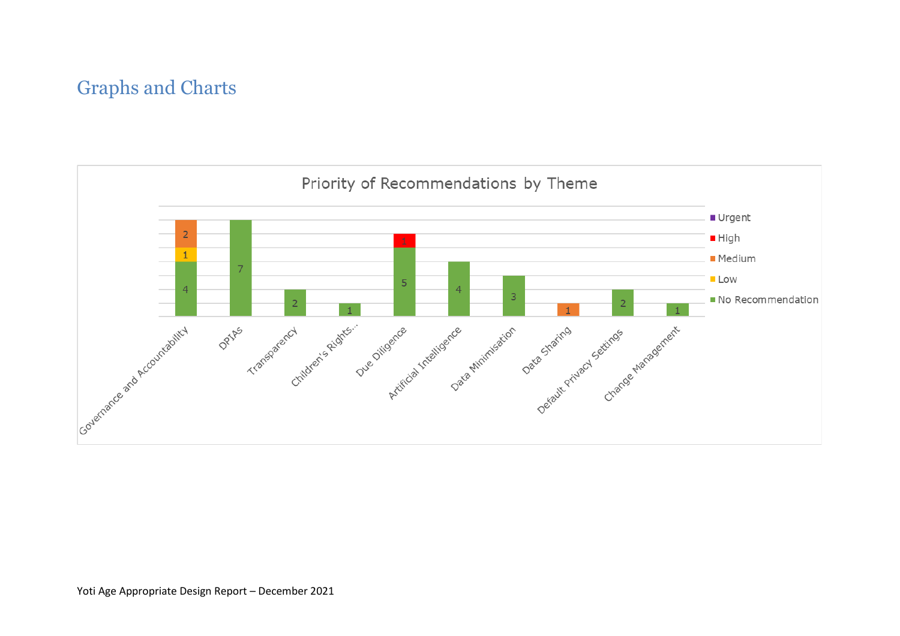## Graphs and Charts

**Priority of Recommendations by Theme**

| Theme | No Recommendation | Low | Medium | High | Urgent |
|---|---|---|---|---|---|
| Governance and Accountability | 4 | 1 | 2 | | |
| DPIAs | 7 | | | | |
| Transparency | 2 | | | | |
| Children's Rights... | 1 | | | | |
| Due Diligence | 5 | | | 1 | |
| Artificial Intelligence | 4 | | | | |
| Data Minimisation | 3 | | | | |
| Data Sharing | | | 1 | | |
| Default Privacy Settings | 2 | | | | |
| Change Management | 1 | | | | |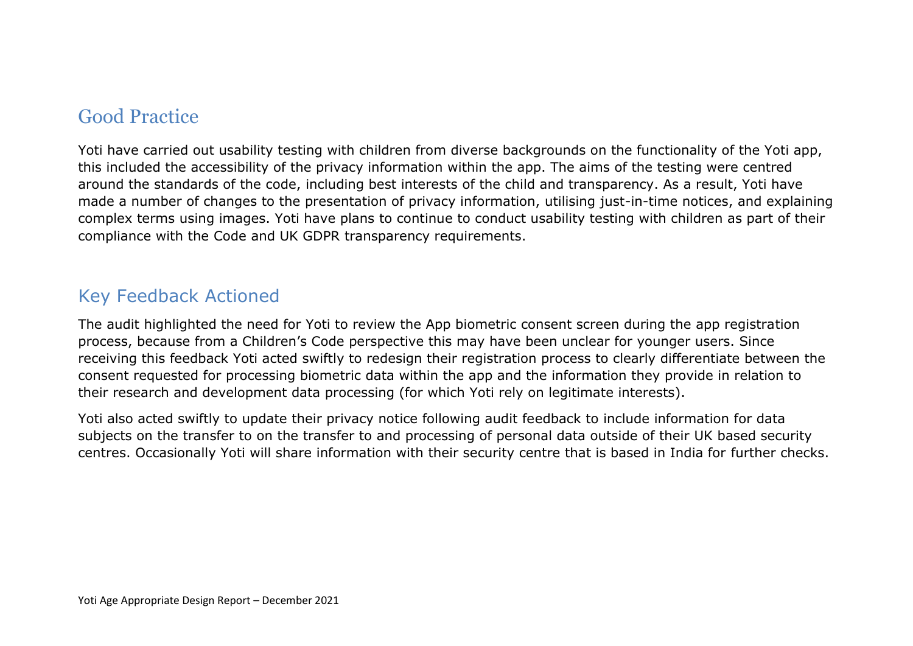## Good Practice

Yoti have carried out usability testing with children from diverse backgrounds on the functionality of the Yoti app, this included the accessibility of the privacy information within the app. The aims of the testing were centred around the standards of the code, including best interests of the child and transparency. As a result, Yoti have made a number of changes to the presentation of privacy information, utilising just-in-time notices, and explaining complex terms using images. Yoti have plans to continue to conduct usability testing with children as part of their compliance with the Code and UK GDPR transparency requirements.

## Key Feedback Actioned

The audit highlighted the need for Yoti to review the App biometric consent screen during the app registration process, because from a Children's Code perspective this may have been unclear for younger users. Since receiving this feedback Yoti acted swiftly to redesign their registration process to clearly differentiate between the consent requested for processing biometric data within the app and the information they provide in relation to their research and development data processing (for which Yoti rely on legitimate interests).

Yoti also acted swiftly to update their privacy notice following audit feedback to include information for data subjects on the transfer to on the transfer to and processing of personal data outside of their UK based security centres. Occasionally Yoti will share information with their security centre that is based in India for further checks.